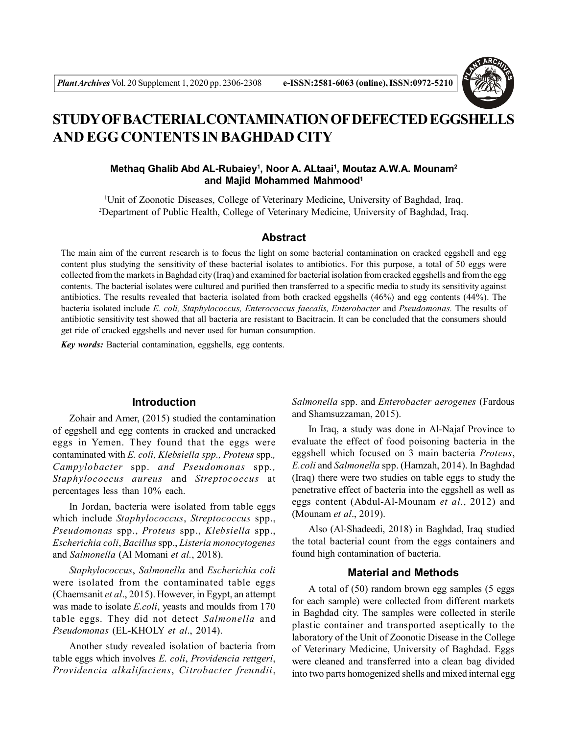# STUDY OF BACTERIAL CONTAMINATION OF DEFECTED EGGSHELLS AND EGG CONTENTS IN BAGHDAD CITY

**Methaq Ghalib Abd AL-Rubaiey[1], Noor A. ALtaai[1], Moutaz A.W.A. Mounam[2] and Majid Mohammed Mahmood[1]**

[1]Unit of Zoonotic Diseases, College of Veterinary Medicine, University of Baghdad, Iraq.
[2]Department of Public Health, College of Veterinary Medicine, University of Baghdad, Iraq.

## Abstract

The main aim of the current research is to focus the light on some bacterial contamination on cracked eggshell and egg content plus studying the sensitivity of these bacterial isolates to antibiotics. For this purpose, a total of 50 eggs were collected from the markets in Baghdad city (Iraq) and examined for bacterial isolation from cracked eggshells and from the egg contents. The bacterial isolates were cultured and purified then transferred to a specific media to study its sensitivity against antibiotics. The results revealed that bacteria isolated from both cracked eggshells (46%) and egg contents (44%). The bacteria isolated include *E. coli, Staphylococcus, Enterococcus faecalis, Enterobacter* and *Pseudomonas.* The results of antibiotic sensitivity test showed that all bacteria are resistant to Bacitracin. It can be concluded that the consumers should get ride of cracked eggshells and never used for human consumption.

***Key words:*** Bacterial contamination, eggshells, egg contents.

## Introduction

Zohair and Amer, (2015) studied the contamination of eggshell and egg contents in cracked and uncracked eggs in Yemen. They found that the eggs were contaminated with *E. coli, Klebsiella spp., Proteus* spp.*, Campylobacter* spp. *and Pseudomonas* spp.*, Staphylococcus aureus* and *Streptococcus* at percentages less than 10% each.

In Jordan, bacteria were isolated from table eggs which include *Staphylococcus*, *Streptococcus* spp., *Pseudomonas* spp., *Proteus* spp., *Klebsiella* spp., *Escherichia coli*, *Bacillus* spp., *Listeria monocytogenes* and *Salmonella* (Al Momani *et al.*, 2018).

*Staphylococcus*, *Salmonella* and *Escherichia coli* were isolated from the contaminated table eggs (Chaemsanit *et al*., 2015). However, in Egypt, an attempt was made to isolate *E.coli*, yeasts and moulds from 170 table eggs. They did not detect *Salmonella* and *Pseudomonas* (EL-KHOLY *et al*., 2014).

Another study revealed isolation of bacteria from table eggs which involves *E. coli*, *Providencia rettgeri*, *Providencia alkalifaciens*, *Citrobacter freundii*, *Salmonella* spp. and *Enterobacter aerogenes* (Fardous and Shamsuzzaman, 2015).

In Iraq, a study was done in Al-Najaf Province to evaluate the effect of food poisoning bacteria in the eggshell which focused on 3 main bacteria *Proteus*, *E.coli* and *Salmonella* spp. (Hamzah, 2014). In Baghdad (Iraq) there were two studies on table eggs to study the penetrative effect of bacteria into the eggshell as well as eggs content (Abdul-Al-Mounam *et al*., 2012) and (Mounam *et al*., 2019).

Also (Al-Shadeedi, 2018) in Baghdad, Iraq studied the total bacterial count from the eggs containers and found high contamination of bacteria.

## Material and Methods

A total of (50) random brown egg samples (5 eggs for each sample) were collected from different markets in Baghdad city. The samples were collected in sterile plastic container and transported aseptically to the laboratory of the Unit of Zoonotic Disease in the College of Veterinary Medicine, University of Baghdad. Eggs were cleaned and transferred into a clean bag divided into two parts homogenized shells and mixed internal egg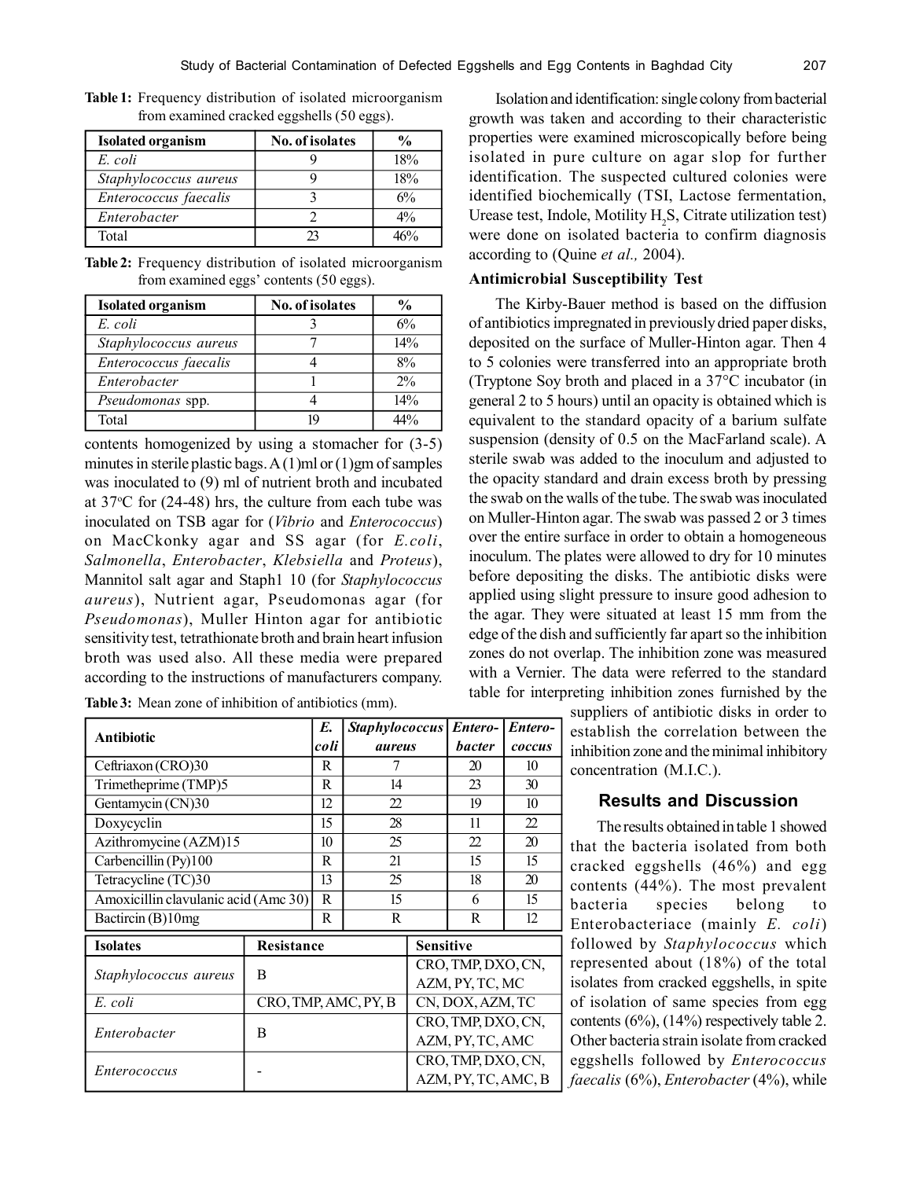**Table 1:** Frequency distribution of isolated microorganism from examined cracked eggshells (50 eggs).

| Isolated organism | No. of isolates | % |
|---|---|---|
| *E. coli* | 9 | 18% |
| *Staphylococcus aureus* | 9 | 18% |
| *Enterococcus faecalis* | 3 | 6% |
| *Enterobacter* | 2 | 4% |
| Total | 23 | 46% |

**Table 2:** Frequency distribution of isolated microorganism from examined eggs' contents (50 eggs).

| Isolated organism | No. of isolates | % |
|---|---|---|
| *E. coli* | 3 | 6% |
| *Staphylococcus aureus* | 7 | 14% |
| *Enterococcus faecalis* | 4 | 8% |
| *Enterobacter* | 1 | 2% |
| *Pseudomonas* spp. | 4 | 14% |
| Total | 19 | 44% |

contents homogenized by using a stomacher for (3-5) minutes in sterile plastic bags. A (1)ml or (1)gm of samples was inoculated to (9) ml of nutrient broth and incubated at 37°C for (24-48) hrs, the culture from each tube was inoculated on TSB agar for (*Vibrio* and *Enterococcus*) on MacCkonky agar and SS agar (for *E.coli*, *Salmonella*, *Enterobacter*, *Klebsiella* and *Proteus*), Mannitol salt agar and Staph1 10 (for *Staphylococcus aureus*), Nutrient agar, Pseudomonas agar (for *Pseudomonas*), Muller Hinton agar for antibiotic sensitivity test, tetrathionate broth and brain heart infusion broth was used also. All these media were prepared according to the instructions of manufacturers company.

**Table 3:** Mean zone of inhibition of antibiotics (mm).

| Antibiotic | *E. coli* | *Staphylococcus aureus* | *Entero-bacter* | *Entero-coccus* |
|---|---|---|---|---|
| Ceftriaxon (CRO)30 | R | 7 | 20 | 10 |
| Trimetheprime (TMP)5 | R | 14 | 23 | 30 |
| Gentamycin (CN)30 | 12 | 22 | 19 | 10 |
| Doxycyclin | 15 | 28 | 11 | 22 |
| Azithromycine (AZM)15 | 10 | 25 | 22 | 20 |
| Carbencillin (Py)100 | R | 21 | 15 | 15 |
| Tetracycline (TC)30 | 13 | 25 | 18 | 20 |
| Amoxicillin clavulanic acid (Amc 30) | R | 15 | 6 | 15 |
| Bactircin (B)10mg | R | R | R | 12 |

| Isolates | Resistance | Sensitive |
|---|---|---|
| *Staphylococcus aureus* | B | CRO, TMP, DXO, CN, AZM, PY, TC, MC |
| *E. coli* | CRO, TMP, AMC, PY, B | CN, DOX, AZM, TC |
| *Enterobacter* | B | CRO, TMP, DXO, CN, AZM, PY, TC, AMC |
| *Enterococcus* | - | CRO, TMP, DXO, CN, AZM, PY, TC, AMC, B |

Isolation and identification: single colony from bacterial growth was taken and according to their characteristic properties were examined microscopically before being isolated in pure culture on agar slop for further identification. The suspected cultured colonies were identified biochemically (TSI, Lactose fermentation, Urease test, Indole, Motility $H_2S$, Citrate utilization test) were done on isolated bacteria to confirm diagnosis according to (Quine *et al.,* 2004).

### Antimicrobial Susceptibility Test

The Kirby-Bauer method is based on the diffusion of antibiotics impregnated in previously dried paper disks, deposited on the surface of Muller-Hinton agar. Then 4 to 5 colonies were transferred into an appropriate broth (Tryptone Soy broth and placed in a 37°C incubator (in general 2 to 5 hours) until an opacity is obtained which is equivalent to the standard opacity of a barium sulfate suspension (density of 0.5 on the MacFarland scale). A sterile swab was added to the inoculum and adjusted to the opacity standard and drain excess broth by pressing the swab on the walls of the tube. The swab was inoculated on Muller-Hinton agar. The swab was passed 2 or 3 times over the entire surface in order to obtain a homogeneous inoculum. The plates were allowed to dry for 10 minutes before depositing the disks. The antibiotic disks were applied using slight pressure to insure good adhesion to the agar. They were situated at least 15 mm from the edge of the dish and sufficiently far apart so the inhibition zones do not overlap. The inhibition zone was measured with a Vernier. The data were referred to the standard table for interpreting inhibition zones furnished by the suppliers of antibiotic disks in order to establish the correlation between the inhibition zone and the minimal inhibitory concentration (M.I.C.).

## Results and Discussion

The results obtained in table 1 showed that the bacteria isolated from both cracked eggshells (46%) and egg contents (44%). The most prevalent bacteria species belong to Enterobacteriace (mainly *E. coli*) followed by *Staphylococcus* which represented about (18%) of the total isolates from cracked eggshells, in spite of isolation of same species from egg contents (6%), (14%) respectively table 2. Other bacteria strain isolate from cracked eggshells followed by *Enterococcus faecalis* (6%), *Enterobacter* (4%), while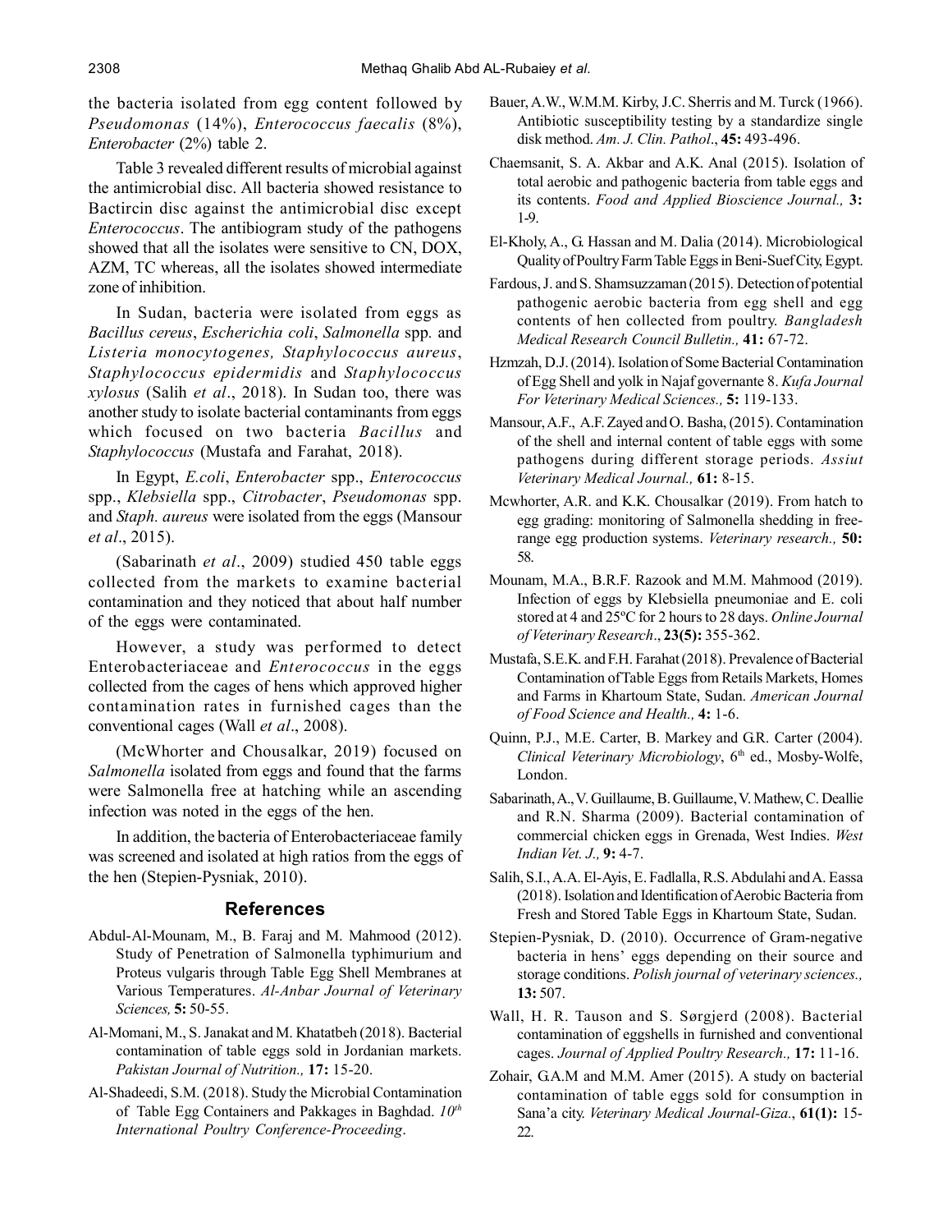the bacteria isolated from egg content followed by *Pseudomonas* (14%), *Enterococcus faecalis* (8%), *Enterobacter* (2%) table 2.

Table 3 revealed different results of microbial against the antimicrobial disc. All bacteria showed resistance to Bactircin disc against the antimicrobial disc except *Enterococcus*. The antibiogram study of the pathogens showed that all the isolates were sensitive to CN, DOX, AZM, TC whereas, all the isolates showed intermediate zone of inhibition.

In Sudan, bacteria were isolated from eggs as *Bacillus cereus*, *Escherichia coli*, *Salmonella* spp. and *Listeria monocytogenes, Staphylococcus aureus*, *Staphylococcus epidermidis* and *Staphylococcus xylosus* (Salih *et al*., 2018). In Sudan too, there was another study to isolate bacterial contaminants from eggs which focused on two bacteria *Bacillus* and *Staphylococcus* (Mustafa and Farahat, 2018).

In Egypt, *E.coli*, *Enterobacter* spp., *Enterococcus* spp., *Klebsiella* spp., *Citrobacter*, *Pseudomonas* spp. and *Staph. aureus* were isolated from the eggs (Mansour *et al*., 2015).

(Sabarinath *et al*., 2009) studied 450 table eggs collected from the markets to examine bacterial contamination and they noticed that about half number of the eggs were contaminated.

However, a study was performed to detect Enterobacteriaceae and *Enterococcus* in the eggs collected from the cages of hens which approved higher contamination rates in furnished cages than the conventional cages (Wall *et al*., 2008).

(McWhorter and Chousalkar, 2019) focused on *Salmonella* isolated from eggs and found that the farms were Salmonella free at hatching while an ascending infection was noted in the eggs of the hen.

In addition, the bacteria of Enterobacteriaceae family was screened and isolated at high ratios from the eggs of the hen (Stepien-Pysniak, 2010).

## References

Abdul-Al-Mounam, M., B. Faraj and M. Mahmood (2012). Study of Penetration of Salmonella typhimurium and Proteus vulgaris through Table Egg Shell Membranes at Various Temperatures. *Al-Anbar Journal of Veterinary Sciences,* **5:** 50-55.

Al-Momani, M., S. Janakat and M. Khatatbeh (2018). Bacterial contamination of table eggs sold in Jordanian markets. *Pakistan Journal of Nutrition.,* **17:** 15-20.

Al-Shadeedi, S.M. (2018). Study the Microbial Contamination of Table Egg Containers and Pakkages in Baghdad. *10th International Poultry Conference-Proceeding*.

Bauer, A.W., W.M.M. Kirby, J.C. Sherris and M. Turck (1966). Antibiotic susceptibility testing by a standardize single disk method. *Am. J. Clin. Pathol*., **45:** 493-496.

Chaemsanit, S. A. Akbar and A.K. Anal (2015). Isolation of total aerobic and pathogenic bacteria from table eggs and its contents. *Food and Applied Bioscience Journal.,* **3:** 1-9.

El-Kholy, A., G. Hassan and M. Dalia (2014). Microbiological Quality of Poultry Farm Table Eggs in Beni-Suef City, Egypt.

Fardous, J. and S. Shamsuzzaman (2015). Detection of potential pathogenic aerobic bacteria from egg shell and egg contents of hen collected from poultry. *Bangladesh Medical Research Council Bulletin.,* **41:** 67-72.

Hzmzah, D.J. (2014). Isolation of Some Bacterial Contamination of Egg Shell and yolk in Najaf governante 8. *Kufa Journal For Veterinary Medical Sciences.,* **5:** 119-133.

Mansour, A.F., A.F. Zayed and O. Basha, (2015). Contamination of the shell and internal content of table eggs with some pathogens during different storage periods. *Assiut Veterinary Medical Journal.,* **61:** 8-15.

Mcwhorter, A.R. and K.K. Chousalkar (2019). From hatch to egg grading: monitoring of Salmonella shedding in free-range egg production systems. *Veterinary research.,* **50:** 58.

Mounam, M.A., B.R.F. Razook and M.M. Mahmood (2019). Infection of eggs by Klebsiella pneumoniae and E. coli stored at 4 and 25ºC for 2 hours to 28 days. *Online Journal of Veterinary Research*., **23(5):** 355-362.

Mustafa, S.E.K. and F.H. Farahat (2018). Prevalence of Bacterial Contamination of Table Eggs from Retails Markets, Homes and Farms in Khartoum State, Sudan. *American Journal of Food Science and Health.,* **4:** 1-6.

Quinn, P.J., M.E. Carter, B. Markey and G.R. Carter (2004). *Clinical Veterinary Microbiology*, 6th ed., Mosby-Wolfe, London.

Sabarinath, A., V. Guillaume, B. Guillaume, V. Mathew, C. Deallie and R.N. Sharma (2009). Bacterial contamination of commercial chicken eggs in Grenada, West Indies. *West Indian Vet. J.,* **9:** 4-7.

Salih, S.I., A.A. El-Ayis, E. Fadlalla, R.S. Abdulahi and A. Eassa (2018). Isolation and Identification of Aerobic Bacteria from Fresh and Stored Table Eggs in Khartoum State, Sudan.

Stepien-Pysniak, D. (2010). Occurrence of Gram-negative bacteria in hens' eggs depending on their source and storage conditions. *Polish journal of veterinary sciences.,* **13:** 507.

Wall, H. R. Tauson and S. Sørgjerd (2008). Bacterial contamination of eggshells in furnished and conventional cages. *Journal of Applied Poultry Research.,* **17:** 11-16.

Zohair, G.A.M and M.M. Amer (2015). A study on bacterial contamination of table eggs sold for consumption in Sana'a city. *Veterinary Medical Journal-Giza*., **61(1):** 15-22.